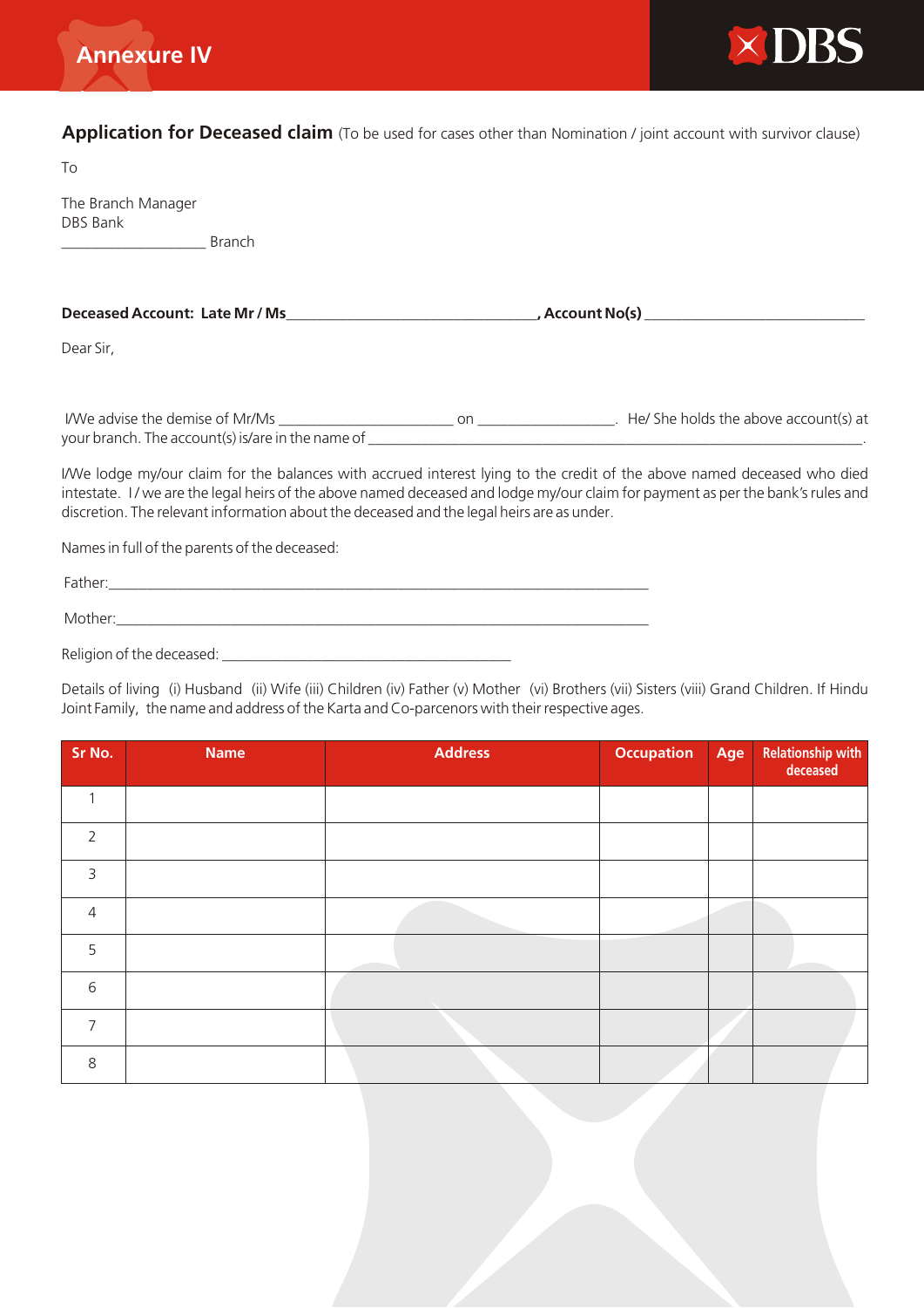# Annexure IV

DBS

## Application for Deceased claim (To be used for cases other than Nomination / joint account with survivor clause)

To

The Branch Manager
DBS Bank
___________________ Branch

**Deceased Account: Late Mr / Ms_________________________________, Account No(s) _____________________________**

Dear Sir,

I/We advise the demise of Mr/Ms _______________________ on __________________. He/ She holds the above account(s) at your branch. The account(s) is/are in the name of ___________________________________________________________________.

I/We lodge my/our claim for the balances with accrued interest lying to the credit of the above named deceased who died intestate. I / we are the legal heirs of the above named deceased and lodge my/our claim for payment as per the bank's rules and discretion. The relevant information about the deceased and the legal heirs are as under.

Names in full of the parents of the deceased:

Father:______________________________________________________________________

Mother:_____________________________________________________________________

Religion of the deceased: ______________________________________

Details of living (i) Husband (ii) Wife (iii) Children (iv) Father (v) Mother (vi) Brothers (vii) Sisters (viii) Grand Children. If Hindu Joint Family, the name and address of the Karta and Co-parcenors with their respective ages.

| Sr No. | Name | Address | Occupation | Age | Relationship with deceased |
|---|---|---|---|---|---|
| 1 | | | | | |
| 2 | | | | | |
| 3 | | | | | |
| 4 | | | | | |
| 5 | | | | | |
| 6 | | | | | |
| 7 | | | | | |
| 8 | | | | | |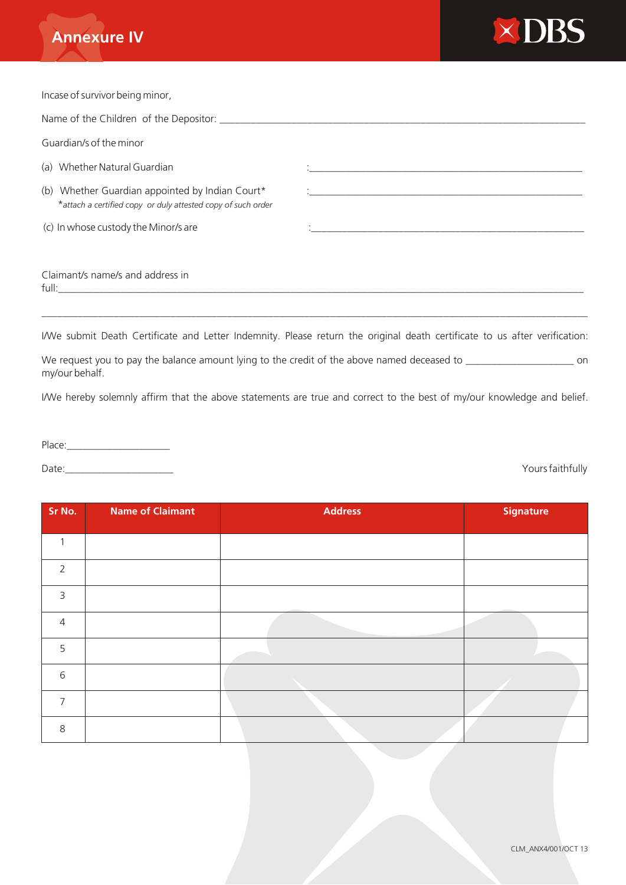# Annexure IV

Incase of survivor being minor,

Name of the Children of the Depositor: ______________________________________________

Guardian/s of the minor

(a) Whether Natural Guardian : ______________________________________________

(b) Whether Guardian appointed by Indian Court* : ______________________________________________

*attach a certified copy or duly attested copy of such order*

(c) In whose custody the Minor/s are : ______________________________________________

Claimant/s name/s and address in full: ______________________________________________

______________________________________________

I/We submit Death Certificate and Letter Indemnity. Please return the original death certificate to us after verification:

We request you to pay the balance amount lying to the credit of the above named deceased to ____________________ on my/our behalf.

I/We hereby solemnly affirm that the above statements are true and correct to the best of my/our knowledge and belief.

Place:____________________

Date:____________________

Yours faithfully

| Sr No. | Name of Claimant | Address | Signature |
|---|---|---|---|
| 1 | | | |
| 2 | | | |
| 3 | | | |
| 4 | | | |
| 5 | | | |
| 6 | | | |
| 7 | | | |
| 8 | | | |

CLM_ANX4/001/OCT 13